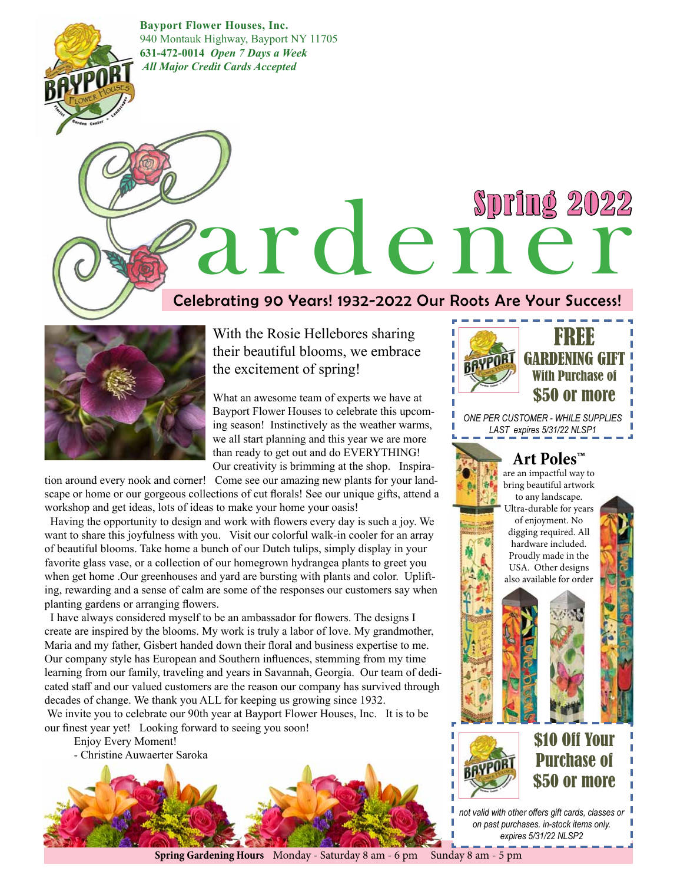**Bayport Flower Houses, Inc.**
940 Montauk Highway, Bayport NY 11705
**631-472-0014** ***Open 7 Days a Week***
***All Major Credit Cards Accepted***

# Gardener

## Spring 2022

**Celebrating 90 Years! 1932-2022 Our Roots Are Your Success!**

With the Rosie Hellebores sharing their beautiful blooms, we embrace the excitement of spring!

What an awesome team of experts we have at Bayport Flower Houses to celebrate this upcoming season! Instinctively as the weather warms, we all start planning and this year we are more than ready to get out and do EVERYTHING! Our creativity is brimming at the shop. Inspiration around every nook and corner! Come see our amazing new plants for your landscape or home or our gorgeous collections of cut florals! See our unique gifts, attend a workshop and get ideas, lots of ideas to make your home your oasis!

Having the opportunity to design and work with flowers every day is such a joy. We want to share this joyfulness with you. Visit our colorful walk-in cooler for an array of beautiful blooms. Take home a bunch of our Dutch tulips, simply display in your favorite glass vase, or a collection of our homegrown hydrangea plants to greet you when get home .Our greenhouses and yard are bursting with plants and color. Uplifting, rewarding and a sense of calm are some of the responses our customers say when planting gardens or arranging flowers.

I have always considered myself to be an ambassador for flowers. The designs I create are inspired by the blooms. My work is truly a labor of love. My grandmother, Maria and my father, Gisbert handed down their floral and business expertise to me. Our company style has European and Southern influences, stemming from my time learning from our family, traveling and years in Savannah, Georgia. Our team of dedicated staff and our valued customers are the reason our company has survived through decades of change. We thank you ALL for keeping us growing since 1932.

We invite you to celebrate our 90th year at Bayport Flower Houses, Inc. It is to be our finest year yet! Looking forward to seeing you soon!

Enjoy Every Moment!
- Christine Auwaerter Saroka

---

**FREE GARDENING GIFT With Purchase of $50 or more**

*ONE PER CUSTOMER - WHILE SUPPLIES LAST expires 5/31/22 NLSP1*

---

### Art Poles™

are an impactful way to bring beautiful artwork to any landscape. Ultra-durable for years of enjoyment. No digging required. All hardware included. Proudly made in the USA. Other designs also available for order

---

**$10 Off Your Purchase of $50 or more**

*not valid with other offers gift cards, classes or on past purchases. in-stock items only. expires 5/31/22 NLSP2*

---

**Spring Gardening Hours** Monday - Saturday 8 am - 6 pm Sunday 8 am - 5 pm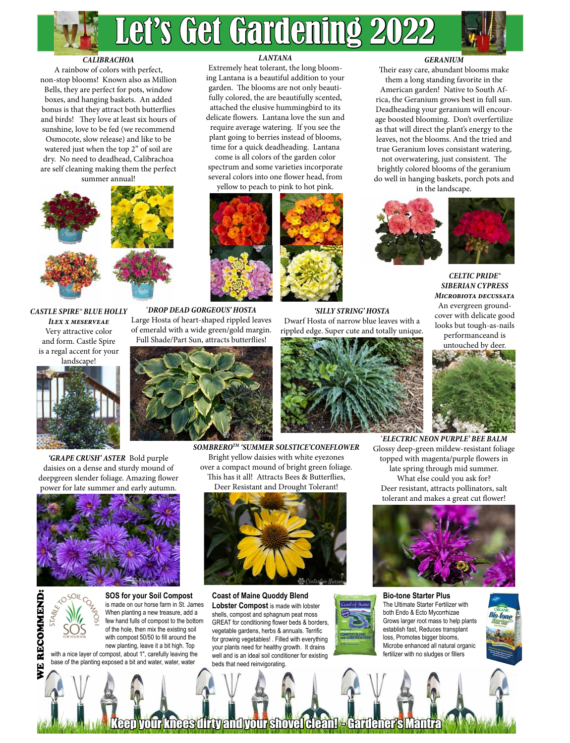# Let's Get Gardening 2022

### *CALIBRACHOA*

A rainbow of colors with perfect, non-stop blooms! Known also as Million Bells, they are perfect for pots, window boxes, and hanging baskets. An added bonus is that they attract both butterflies and birds! They love at least six hours of sunshine, love to be fed (we recommend Osmocote, slow release) and like to be watered just when the top 2" of soil are dry. No need to deadhead, Calibrachoa are self cleaning making them the perfect summer annual!

### *LANTANA*

Extremely heat tolerant, the long blooming Lantana is a beautiful addition to your garden. The blooms are not only beautifully colored, the are beautifully scented, attached the elusive hummingbird to its delicate flowers. Lantana love the sun and require average watering. If you see the plant going to berries instead of blooms, time for a quick deadheading. Lantana come is all colors of the garden color spectrum and some varieties incorporate several colors into one flower head, from yellow to peach to pink to hot pink.

### *GERANIUM*

Their easy care, abundant blooms make them a long standing favorite in the American garden! Native to South Africa, the Geranium grows best in full sun. Deadheading your geranium will encourage boosted blooming. Don't overfertilize as that will direct the plant's energy to the leaves, not the blooms. And the tried and true Geranium loves consistant watering, not overwatering, just consistent. The brightly colored blooms of the geranium do well in hanging baskets, porch pots and in the landscape.

### *CASTLE SPIRE® BLUE HOLLY*
### *Ilex x meserveae*

Very attractive color and form. Castle Spire is a regal accent for your landscape!

### *'DROP DEAD GORGEOUS' HOSTA*

Large Hosta of heart-shaped rippled leaves of emerald with a wide green/gold margin. Full Shade/Part Sun, attracts butterflies!

### *'SILLY STRING' HOSTA*

Dwarf Hosta of narrow blue leaves with a rippled edge. Super cute and totally unique.

### *CELTIC PRIDE® SIBERIAN CYPRESS*
### *Microbiota decussata*

An evergreen groundcover with delicate good looks but tough-as-nails performanceand is untouched by deer.

### *'GRAPE CRUSH' ASTER*

Bold purple daisies on a dense and sturdy mound of deepgreen slender foliage. Amazing flower power for late summer and early autumn.

### *SOMBRERO™ 'SUMMER SOLSTICE'CONEFLOWER*

Bright yellow daisies with white eyezones over a compact mound of bright green foliage. This has it all! Attracts Bees & Butterflies, Deer Resistant and Drought Tolerant!

### *'ELECTRIC NEON PURPLE' BEE BALM*

Glossy deep-green mildew-resistant foliage topped with magenta/purple flowers in late spring through mid summer. What else could you ask for? Deer resistant, attracts pollinators, salt tolerant and makes a great cut flower!

## WE RECOMMEND:

**SOS for your Soil Compost** is made on our horse farm in St. James When planting a new treasure, add a few hand fulls of compost to the bottom of the hole, then mix the existing soil with compost 50/50 to fill around the new planting, leave it a bit high. Top with a nice layer of compost, about 1", carefully leaving the base of the planting exposed a bit and water, water, water

**Coast of Maine Quoddy Blend Lobster Compost** is made with lobster shells, compost and sphagnum peat moss GREAT for conditioning flower beds & borders, vegetable gardens, herbs & annuals. Terrific for growing vegetables! . Filled with everything your plants need for healthy growth. It drains well and is an ideal soil conditioner for existing beds that need reinvigorating.

**Bio-tone Starter Plus**
The Ultimate Starter Fertilizer with both Endo & Ecto Mycorrhizae Grows larger root mass to help plants establish fast, Reduces transplant loss, Promotes bigger blooms, Microbe enhanced all natural organic fertilizer with no sludges or fillers

Keep your knees dirty and your shovel clean! - Gardener's Mantra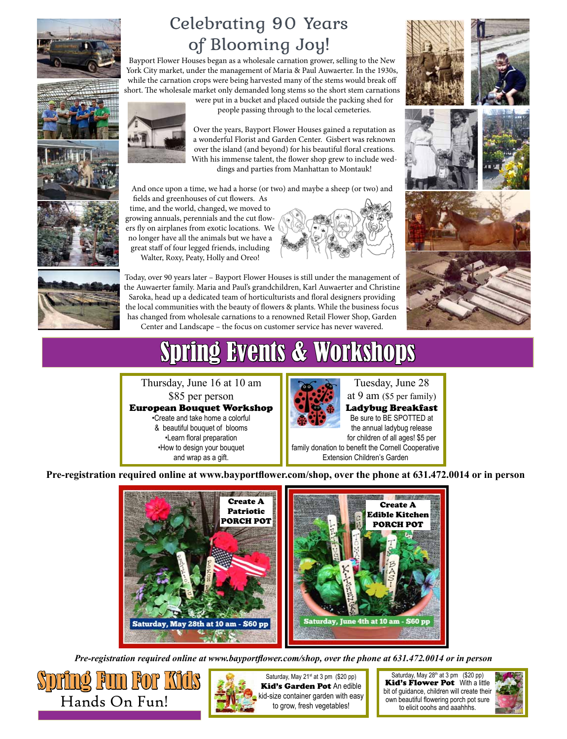# Celebrating 90 Years of Blooming Joy!

Bayport Flower Houses began as a wholesale carnation grower, selling to the New York City market, under the management of Maria & Paul Auwaerter. In the 1930s, while the carnation crops were being harvested many of the stems would break off short. The wholesale market only demanded long stems so the short stem carnations were put in a bucket and placed outside the packing shed for people passing through to the local cemeteries.

Over the years, Bayport Flower Houses gained a reputation as a wonderful Florist and Garden Center. Gisbert was reknown over the island (and beyond) for his beautiful floral creations. With his immense talent, the flower shop grew to include weddings and parties from Manhattan to Montauk!

And once upon a time, we had a horse (or two) and maybe a sheep (or two) and fields and greenhouses of cut flowers. As time, and the world, changed, we moved to growing annuals, perennials and the cut flowers fly on airplanes from exotic locations. We no longer have all the animals but we have a great staff of four legged friends, including Walter, Roxy, Peaty, Holly and Oreo!

Today, over 90 years later – Bayport Flower Houses is still under the management of the Auwaerter family. Maria and Paul's grandchildren, Karl Auwaerter and Christine Saroka, head up a dedicated team of horticulturists and floral designers providing the local communities with the beauty of flowers & plants. While the business focus has changed from wholesale carnations to a renowned Retail Flower Shop, Garden Center and Landscape – the focus on customer service has never wavered.

# Spring Events & Workshops

Thursday, June 16 at 10 am
$85 per person
**European Bouquet Workshop**
- Create and take home a colorful & beautiful bouquet of blooms
- Learn floral preparation
- How to design your bouquet and wrap as a gift.

Tuesday, June 28
at 9 am ($5 per family)
**Ladybug Breakfast**
Be sure to BE SPOTTED at the annual ladybug release for children of all ages! $5 per family donation to benefit the Cornell Cooperative Extension Children's Garden

**Pre-registration required online at www.bayportflower.com/shop, over the phone at 631.472.0014 or in person**

**Create A Patriotic PORCH POT**
Saturday, May 28th at 10 am - $60 pp

**Create A Edible Kitchen PORCH POT**
Saturday, June 4th at 10 am - $60 pp

*Pre-registration required online at www.bayportflower.com/shop, over the phone at 631.472.0014 or in person*

# Spring Fun For Kids

Hands On Fun!

Saturday, May 21st at 3 pm ($20 pp)
**Kid's Garden Pot** An edible kid-size container garden with easy to grow, fresh vegetables!

Saturday, May 28th at 3 pm ($20 pp)
**Kid's Flower Pot** With a little bit of guidance, children will create their own beautiful flowering porch pot sure to elicit ooohs and aaahhhs.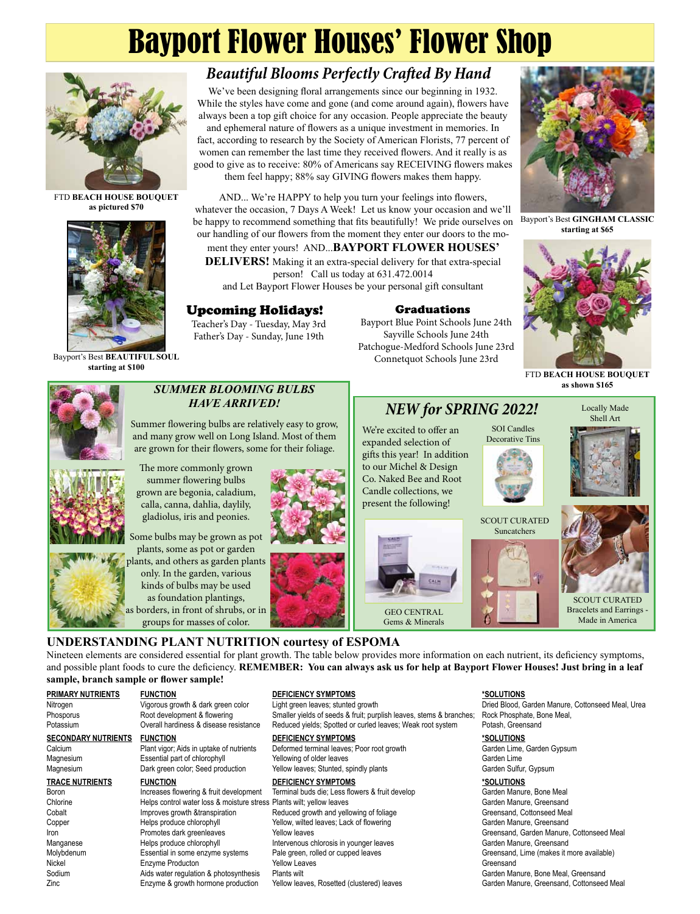# Bayport Flower Houses' Flower Shop

## *Beautiful Blooms Perfectly Crafted By Hand*

We've been designing floral arrangements since our beginning in 1932. While the styles have come and gone (and come around again), flowers have always been a top gift choice for any occasion. People appreciate the beauty and ephemeral nature of flowers as a unique investment in memories. In fact, according to research by the Society of American Florists, 77 percent of women can remember the last time they received flowers. And it really is as good to give as to receive: 80% of Americans say RECEIVING flowers makes them feel happy; 88% say GIVING flowers makes them happy.

AND... We're HAPPY to help you turn your feelings into flowers, whatever the occasion, 7 Days A Week! Let us know your occasion and we'll be happy to recommend something that fits beautifully! We pride ourselves on our handling of our flowers from the moment they enter our doors to the moment they enter yours! AND...**BAYPORT FLOWER HOUSES' DELIVERS!** Making it an extra-special delivery for that extra-special person! Call us today at 631.472.0014 and Let Bayport Flower Houses be your personal gift consultant

FTD **BEACH HOUSE BOUQUET** as pictured $70

Bayport's Best **BEAUTIFUL SOUL** starting at $100

Bayport's Best **GINGHAM CLASSIC** starting at $65

FTD **BEACH HOUSE BOUQUET** as shown $165

### Upcoming Holidays!

Teacher's Day - Tuesday, May 3rd
Father's Day - Sunday, June 19th

### Graduations

Bayport Blue Point Schools June 24th
Sayville Schools June 24th
Patchogue-Medford Schools June 23rd
Connetquot Schools June 23rd

### *SUMMER BLOOMING BULBS HAVE ARRIVED!*

Summer flowering bulbs are relatively easy to grow, and many grow well on Long Island. Most of them are grown for their flowers, some for their foliage.

The more commonly grown summer flowering bulbs grown are begonia, caladium, calla, canna, dahlia, daylily, gladiolus, iris and peonies.

Some bulbs may be grown as pot plants, some as pot or garden plants, and others as garden plants only. In the garden, various kinds of bulbs may be used as foundation plantings, as borders, in front of shrubs, or in groups for masses of color.

### *NEW for SPRING 2022!*

We're excited to offer an expanded selection of gifts this year! In addition to our Michel & Design Co. Naked Bee and Root Candle collections, we present the following!

SOI Candles Decorative Tins

Locally Made Shell Art

SCOUT CURATED Suncatchers

SCOUT CURATED Bracelets and Earrings - Made in America

GEO CENTRAL Gems & Minerals

## UNDERSTANDING PLANT NUTRITION courtesy of ESPOMA

Nineteen elements are considered essential for plant growth. The table below provides more information on each nutrient, its deficiency symptoms, and possible plant foods to cure the deficiency. **REMEMBER: You can always ask us for help at Bayport Flower Houses! Just bring in a leaf sample, branch sample or flower sample!**

| PRIMARY NUTRIENTS | FUNCTION | DEFICIENCY SYMPTOMS | *SOLUTIONS |
|---|---|---|---|
| Nitrogen | Vigorous growth & dark green color | Light green leaves; stunted growth | Dried Blood, Garden Manure, Cottonseed Meal, Urea |
| Phosporus | Root development & flowering | Smaller yields of seeds & fruit; purplish leaves, stems & branches; | Rock Phosphate, Bone Meal, |
| Potassium | Overall hardiness & disease resistance | Reduced yields; Spotted or curled leaves; Weak root system | Potash, Greensand |
| **SECONDARY NUTRIENTS** | **FUNCTION** | **DEFICIENCY SYMPTOMS** | ***SOLUTIONS** |
| Calcium | Plant vigor; Aids in uptake of nutrients | Deformed terminal leaves; Poor root growth | Garden Lime, Garden Gypsum |
| Magnesium | Essential part of chlorophyll | Yellowing of older leaves | Garden Lime |
| Magnesium | Dark green color; Seed production | Yellow leaves; Stunted, spindly plants | Garden Sulfur, Gypsum |
| **TRACE NUTRIENTS** | **FUNCTION** | **DEFICIENCY SYMPTOMS** | ***SOLUTIONS** |
| Boron | Increases flowering & fruit development | Terminal buds die; Less flowers & fruit develop | Garden Manure, Bone Meal |
| Chlorine | Helps control water loss & moisture stress | Plants wilt; yellow leaves | Garden Manure, Greensand |
| Cobalt | Improves growth &transpiration | Reduced growth and yellowing of foliage | Greensand, Cottonseed Meal |
| Copper | Helps produce chlorophyll | Yellow, wilted leaves; Lack of flowering | Garden Manure, Greensand |
| Iron | Promotes dark greenleaves | Yellow leaves | Greensand, Garden Manure, Cottonseed Meal |
| Manganese | Helps produce chlorophyll | Intervenous chlorosis in younger leaves | Garden Manure, Greensand |
| Molybdenum | Essential in some enzyme systems | Pale green, rolled or cupped leaves | Greensand, Lime (makes it more available) |
| Nickel | Enzyme Producton | Yellow Leaves | Greensand |
| Sodium | Aids water regulation & photosynthesis | Plants wilt | Garden Manure, Bone Meal, Greensand |
| Zinc | Enzyme & growth hormone production | Yellow leaves, Rosetted (clustered) leaves | Garden Manure, Greensand, Cottonseed Meal |